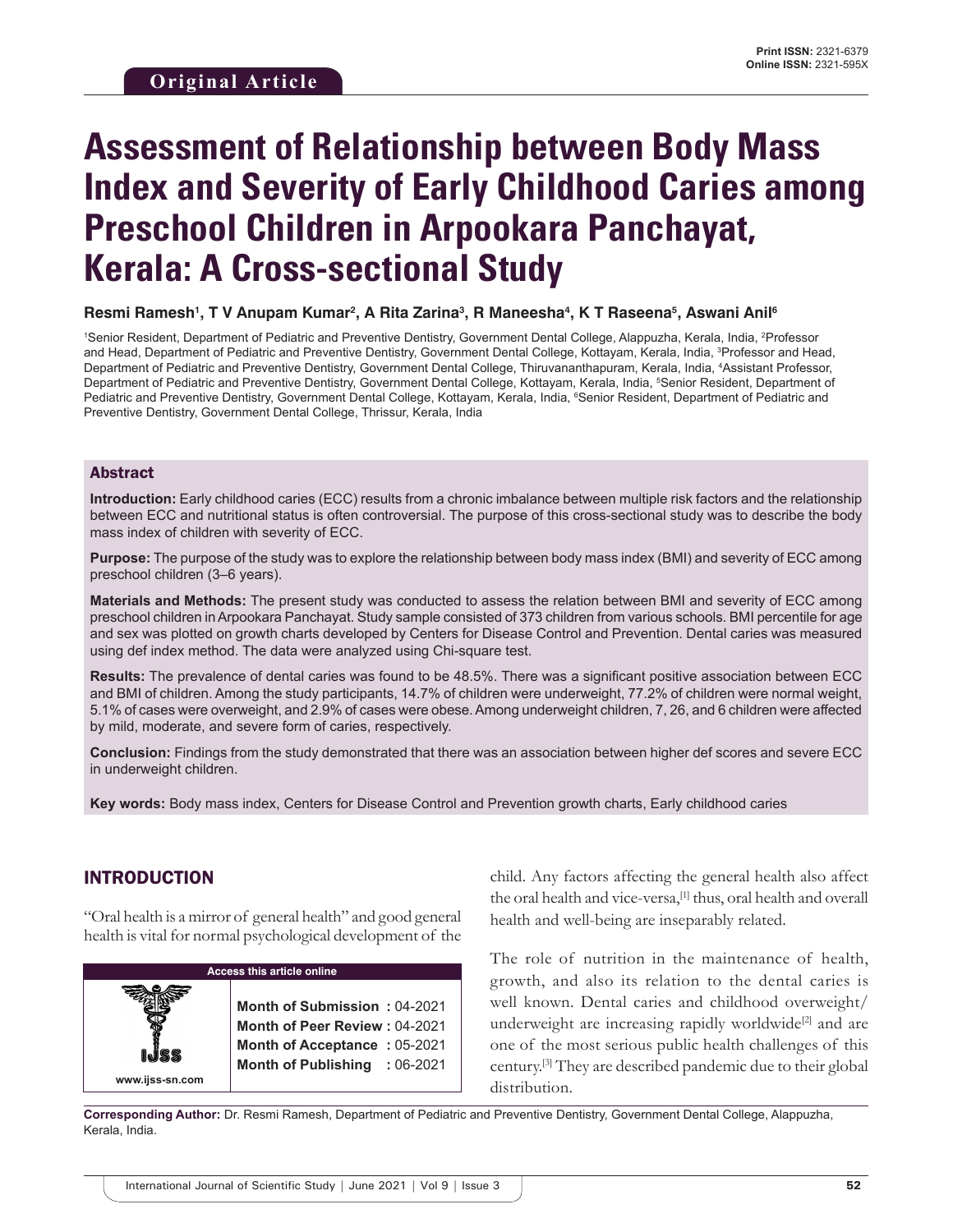Original Article

Print ISSN: 2321-6379
Online ISSN: 2321-595X

# Assessment of Relationship between Body Mass Index and Severity of Early Childhood Caries among Preschool Children in Arpookara Panchayat, Kerala: A Cross-sectional Study

**Resmi Ramesh[1], T V Anupam Kumar[2], A Rita Zarina[3], R Maneesha[4], K T Raseena[5], Aswani Anil[6]**

[1]Senior Resident, Department of Pediatric and Preventive Dentistry, Government Dental College, Alappuzha, Kerala, India, [2]Professor and Head, Department of Pediatric and Preventive Dentistry, Government Dental College, Kottayam, Kerala, India, [3]Professor and Head, Department of Pediatric and Preventive Dentistry, Government Dental College, Thiruvananthapuram, Kerala, India, [4]Assistant Professor, Department of Pediatric and Preventive Dentistry, Government Dental College, Kottayam, Kerala, India, [5]Senior Resident, Department of Pediatric and Preventive Dentistry, Government Dental College, Kottayam, Kerala, India, [6]Senior Resident, Department of Pediatric and Preventive Dentistry, Government Dental College, Thrissur, Kerala, India

## Abstract

**Introduction:** Early childhood caries (ECC) results from a chronic imbalance between multiple risk factors and the relationship between ECC and nutritional status is often controversial. The purpose of this cross-sectional study was to describe the body mass index of children with severity of ECC.

**Purpose:** The purpose of the study was to explore the relationship between body mass index (BMI) and severity of ECC among preschool children (3–6 years).

**Materials and Methods:** The present study was conducted to assess the relation between BMI and severity of ECC among preschool children in Arpookara Panchayat. Study sample consisted of 373 children from various schools. BMI percentile for age and sex was plotted on growth charts developed by Centers for Disease Control and Prevention. Dental caries was measured using def index method. The data were analyzed using Chi-square test.

**Results:** The prevalence of dental caries was found to be 48.5%. There was a significant positive association between ECC and BMI of children. Among the study participants, 14.7% of children were underweight, 77.2% of children were normal weight, 5.1% of cases were overweight, and 2.9% of cases were obese. Among underweight children, 7, 26, and 6 children were affected by mild, moderate, and severe form of caries, respectively.

**Conclusion:** Findings from the study demonstrated that there was an association between higher def scores and severe ECC in underweight children.

**Key words:** Body mass index, Centers for Disease Control and Prevention growth charts, Early childhood caries

## INTRODUCTION

"Oral health is a mirror of general health" and good general health is vital for normal psychological development of the child. Any factors affecting the general health also affect the oral health and vice-versa,[1] thus, oral health and overall health and well-being are inseparably related.

The role of nutrition in the maintenance of health, growth, and also its relation to the dental caries is well known. Dental caries and childhood overweight/underweight are increasing rapidly worldwide[2] and are one of the most serious public health challenges of this century.[3] They are described pandemic due to their global distribution.

| Access this article online | |
|---|---|
| www.ijss-sn.com | **Month of Submission :** 04-2021<br>**Month of Peer Review :** 04-2021<br>**Month of Acceptance :** 05-2021<br>**Month of Publishing :** 06-2021 |

**Corresponding Author:** Dr. Resmi Ramesh, Department of Pediatric and Preventive Dentistry, Government Dental College, Alappuzha, Kerala, India.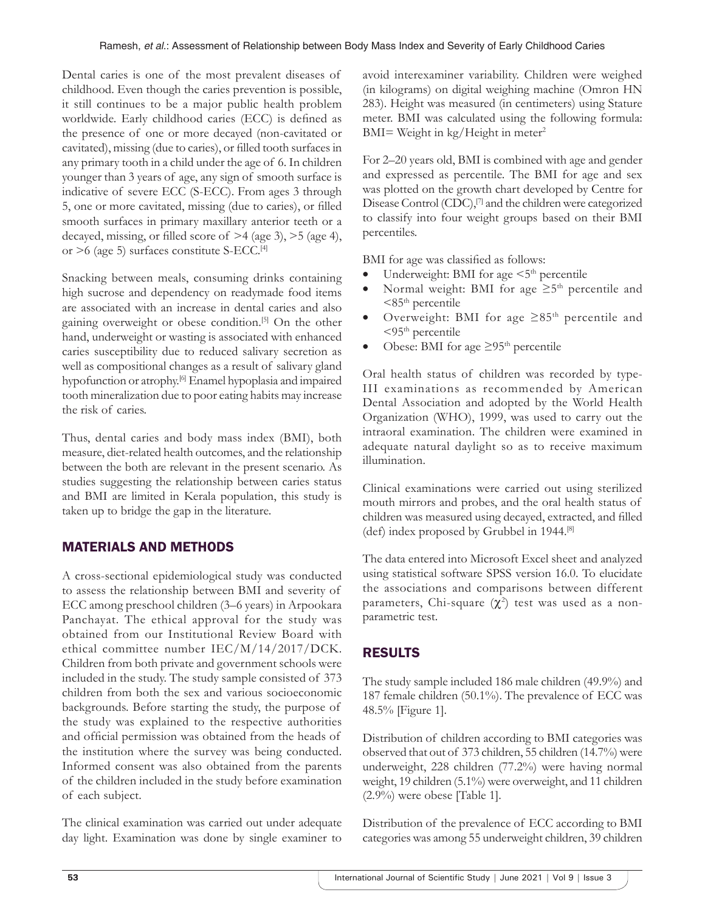Dental caries is one of the most prevalent diseases of childhood. Even though the caries prevention is possible, it still continues to be a major public health problem worldwide. Early childhood caries (ECC) is defined as the presence of one or more decayed (non-cavitated or cavitated), missing (due to caries), or filled tooth surfaces in any primary tooth in a child under the age of 6. In children younger than 3 years of age, any sign of smooth surface is indicative of severe ECC (S-ECC). From ages 3 through 5, one or more cavitated, missing (due to caries), or filled smooth surfaces in primary maxillary anterior teeth or a decayed, missing, or filled score of >4 (age 3), >5 (age 4), or >6 (age 5) surfaces constitute S-ECC.[4]

Snacking between meals, consuming drinks containing high sucrose and dependency on readymade food items are associated with an increase in dental caries and also gaining overweight or obese condition.[5] On the other hand, underweight or wasting is associated with enhanced caries susceptibility due to reduced salivary secretion as well as compositional changes as a result of salivary gland hypofunction or atrophy.[6] Enamel hypoplasia and impaired tooth mineralization due to poor eating habits may increase the risk of caries.

Thus, dental caries and body mass index (BMI), both measure, diet-related health outcomes, and the relationship between the both are relevant in the present scenario. As studies suggesting the relationship between caries status and BMI are limited in Kerala population, this study is taken up to bridge the gap in the literature.

## MATERIALS AND METHODS

A cross-sectional epidemiological study was conducted to assess the relationship between BMI and severity of ECC among preschool children (3–6 years) in Arpookara Panchayat. The ethical approval for the study was obtained from our Institutional Review Board with ethical committee number IEC/M/14/2017/DCK. Children from both private and government schools were included in the study. The study sample consisted of 373 children from both the sex and various socioeconomic backgrounds. Before starting the study, the purpose of the study was explained to the respective authorities and official permission was obtained from the heads of the institution where the survey was being conducted. Informed consent was also obtained from the parents of the children included in the study before examination of each subject.

The clinical examination was carried out under adequate day light. Examination was done by single examiner to avoid interexaminer variability. Children were weighed (in kilograms) on digital weighing machine (Omron HN 283). Height was measured (in centimeters) using Stature meter. BMI was calculated using the following formula: BMI= Weight in kg/Height in meter$^2$

For 2–20 years old, BMI is combined with age and gender and expressed as percentile. The BMI for age and sex was plotted on the growth chart developed by Centre for Disease Control (CDC),[7] and the children were categorized to classify into four weight groups based on their BMI percentiles.

BMI for age was classified as follows:

- Underweight: BMI for age <5$^{th}$ percentile
- Normal weight: BMI for age ≥5$^{th}$ percentile and <85$^{th}$ percentile
- Overweight: BMI for age ≥85$^{th}$ percentile and <95$^{th}$ percentile
- Obese: BMI for age ≥95$^{th}$ percentile

Oral health status of children was recorded by type-III examinations as recommended by American Dental Association and adopted by the World Health Organization (WHO), 1999, was used to carry out the intraoral examination. The children were examined in adequate natural daylight so as to receive maximum illumination.

Clinical examinations were carried out using sterilized mouth mirrors and probes, and the oral health status of children was measured using decayed, extracted, and filled (def) index proposed by Grubbel in 1944.[8]

The data entered into Microsoft Excel sheet and analyzed using statistical software SPSS version 16.0. To elucidate the associations and comparisons between different parameters, Chi-square ($\chi^2$) test was used as a non-parametric test.

## RESULTS

The study sample included 186 male children (49.9%) and 187 female children (50.1%). The prevalence of ECC was 48.5% [Figure 1].

Distribution of children according to BMI categories was observed that out of 373 children, 55 children (14.7%) were underweight, 228 children (77.2%) were having normal weight, 19 children (5.1%) were overweight, and 11 children (2.9%) were obese [Table 1].

Distribution of the prevalence of ECC according to BMI categories was among 55 underweight children, 39 children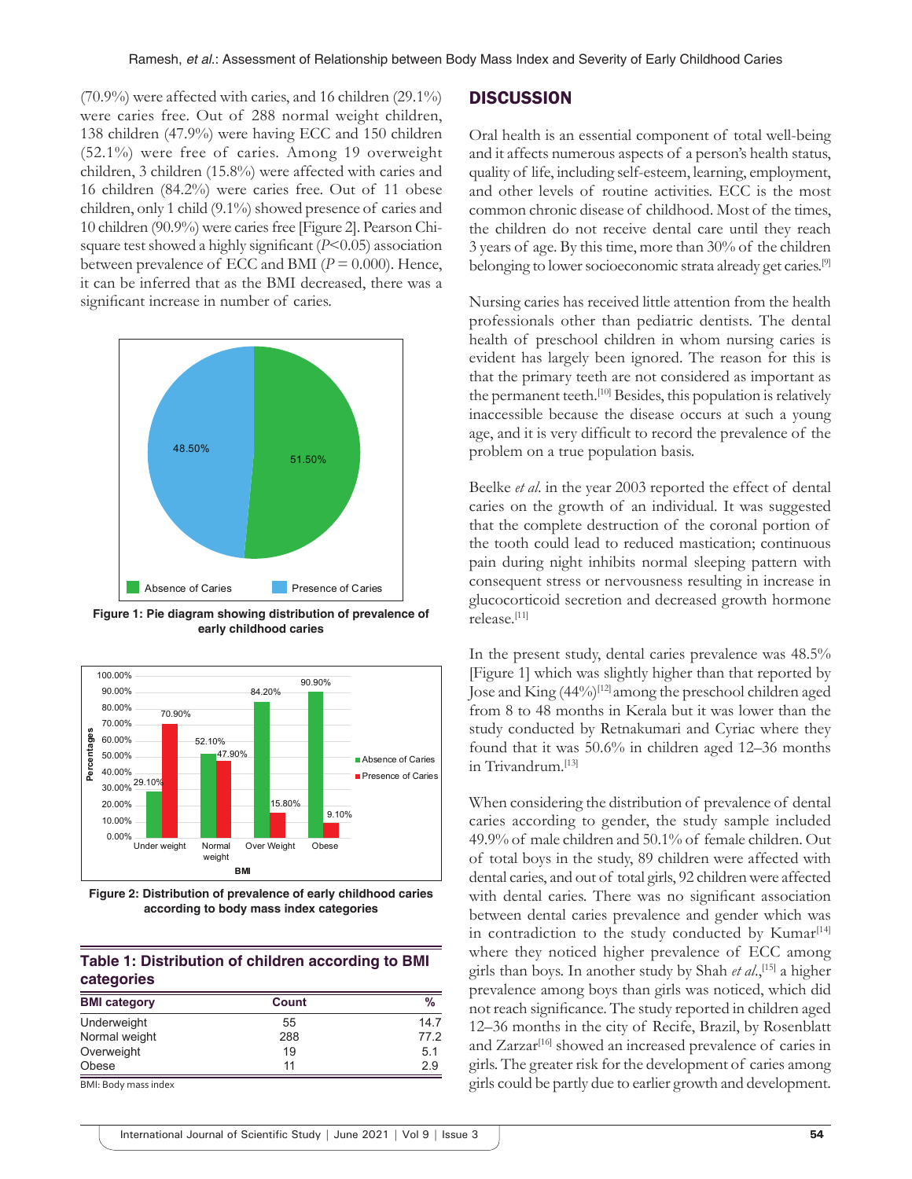(70.9%) were affected with caries, and 16 children (29.1%) were caries free. Out of 288 normal weight children, 138 children (47.9%) were having ECC and 150 children (52.1%) were free of caries. Among 19 overweight children, 3 children (15.8%) were affected with caries and 16 children (84.2%) were caries free. Out of 11 obese children, only 1 child (9.1%) showed presence of caries and 10 children (90.9%) were caries free [Figure 2]. Pearson Chi-square test showed a highly significant ($P<0.05$) association between prevalence of ECC and BMI ($P = 0.000$). Hence, it can be inferred that as the BMI decreased, there was a significant increase in number of caries.

**Figure 1: Pie diagram showing distribution of prevalence of early childhood caries**

**Figure 2: Distribution of prevalence of early childhood caries according to body mass index categories**

**Table 1: Distribution of children according to BMI categories**

| BMI category | Count | % |
|---|---|---|
| Underweight | 55 | 14.7 |
| Normal weight | 288 | 77.2 |
| Overweight | 19 | 5.1 |
| Obese | 11 | 2.9 |

BMI: Body mass index

## DISCUSSION

Oral health is an essential component of total well-being and it affects numerous aspects of a person's health status, quality of life, including self-esteem, learning, employment, and other levels of routine activities. ECC is the most common chronic disease of childhood. Most of the times, the children do not receive dental care until they reach 3 years of age. By this time, more than 30% of the children belonging to lower socioeconomic strata already get caries.[9]

Nursing caries has received little attention from the health professionals other than pediatric dentists. The dental health of preschool children in whom nursing caries is evident has largely been ignored. The reason for this is that the primary teeth are not considered as important as the permanent teeth.[10] Besides, this population is relatively inaccessible because the disease occurs at such a young age, and it is very difficult to record the prevalence of the problem on a true population basis.

Beelke *et al.* in the year 2003 reported the effect of dental caries on the growth of an individual. It was suggested that the complete destruction of the coronal portion of the tooth could lead to reduced mastication; continuous pain during night inhibits normal sleeping pattern with consequent stress or nervousness resulting in increase in glucocorticoid secretion and decreased growth hormone release.[11]

In the present study, dental caries prevalence was 48.5% [Figure 1] which was slightly higher than that reported by Jose and King (44%)[12] among the preschool children aged from 8 to 48 months in Kerala but it was lower than the study conducted by Retnakumari and Cyriac where they found that it was 50.6% in children aged 12–36 months in Trivandrum.[13]

When considering the distribution of prevalence of dental caries according to gender, the study sample included 49.9% of male children and 50.1% of female children. Out of total boys in the study, 89 children were affected with dental caries, and out of total girls, 92 children were affected with dental caries. There was no significant association between dental caries prevalence and gender which was in contradiction to the study conducted by Kumar[14] where they noticed higher prevalence of ECC among girls than boys. In another study by Shah *et al.*,[15] a higher prevalence among boys than girls was noticed, which did not reach significance. The study reported in children aged 12–36 months in the city of Recife, Brazil, by Rosenblatt and Zarzar[16] showed an increased prevalence of caries in girls. The greater risk for the development of caries among girls could be partly due to earlier growth and development.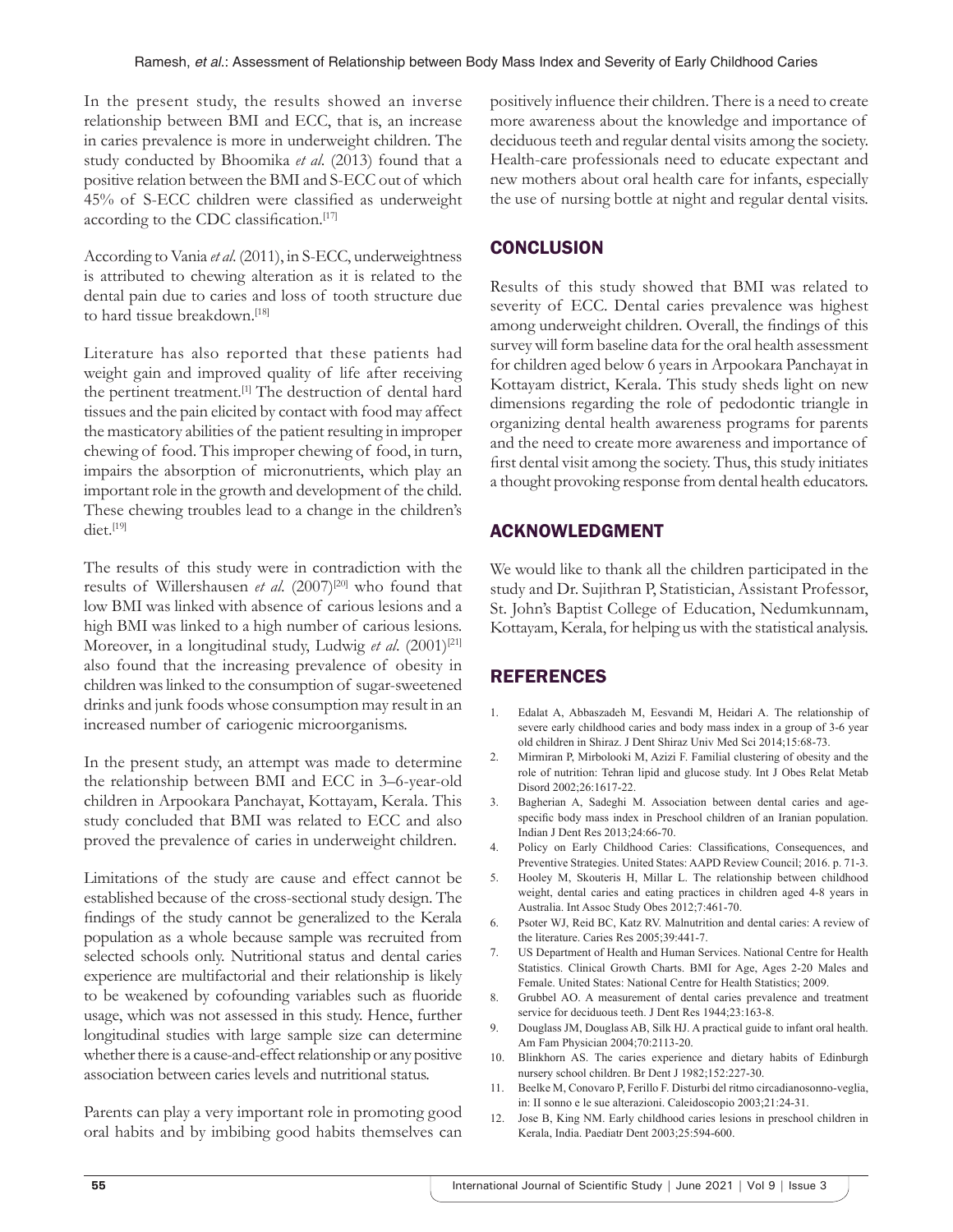In the present study, the results showed an inverse relationship between BMI and ECC, that is, an increase in caries prevalence is more in underweight children. The study conducted by Bhoomika *et al*. (2013) found that a positive relation between the BMI and S-ECC out of which 45% of S-ECC children were classified as underweight according to the CDC classification.[17]

According to Vania *et al*. (2011), in S-ECC, underweightness is attributed to chewing alteration as it is related to the dental pain due to caries and loss of tooth structure due to hard tissue breakdown.[18]

Literature has also reported that these patients had weight gain and improved quality of life after receiving the pertinent treatment.[1] The destruction of dental hard tissues and the pain elicited by contact with food may affect the masticatory abilities of the patient resulting in improper chewing of food. This improper chewing of food, in turn, impairs the absorption of micronutrients, which play an important role in the growth and development of the child. These chewing troubles lead to a change in the children's diet.[19]

The results of this study were in contradiction with the results of Willershausen *et al*. (2007)[20] who found that low BMI was linked with absence of carious lesions and a high BMI was linked to a high number of carious lesions. Moreover, in a longitudinal study, Ludwig *et al*. (2001)[21] also found that the increasing prevalence of obesity in children was linked to the consumption of sugar-sweetened drinks and junk foods whose consumption may result in an increased number of cariogenic microorganisms.

In the present study, an attempt was made to determine the relationship between BMI and ECC in 3–6-year-old children in Arpookara Panchayat, Kottayam, Kerala. This study concluded that BMI was related to ECC and also proved the prevalence of caries in underweight children.

Limitations of the study are cause and effect cannot be established because of the cross-sectional study design. The findings of the study cannot be generalized to the Kerala population as a whole because sample was recruited from selected schools only. Nutritional status and dental caries experience are multifactorial and their relationship is likely to be weakened by cofounding variables such as fluoride usage, which was not assessed in this study. Hence, further longitudinal studies with large sample size can determine whether there is a cause-and-effect relationship or any positive association between caries levels and nutritional status.

Parents can play a very important role in promoting good oral habits and by imbibing good habits themselves can positively influence their children. There is a need to create more awareness about the knowledge and importance of deciduous teeth and regular dental visits among the society. Health-care professionals need to educate expectant and new mothers about oral health care for infants, especially the use of nursing bottle at night and regular dental visits.

## CONCLUSION

Results of this study showed that BMI was related to severity of ECC. Dental caries prevalence was highest among underweight children. Overall, the findings of this survey will form baseline data for the oral health assessment for children aged below 6 years in Arpookara Panchayat in Kottayam district, Kerala. This study sheds light on new dimensions regarding the role of pedodontic triangle in organizing dental health awareness programs for parents and the need to create more awareness and importance of first dental visit among the society. Thus, this study initiates a thought provoking response from dental health educators.

## ACKNOWLEDGMENT

We would like to thank all the children participated in the study and Dr. Sujithran P, Statistician, Assistant Professor, St. John's Baptist College of Education, Nedumkunnam, Kottayam, Kerala, for helping us with the statistical analysis.

## REFERENCES

1. Edalat A, Abbaszadeh M, Eesvandi M, Heidari A. The relationship of severe early childhood caries and body mass index in a group of 3-6 year old children in Shiraz. J Dent Shiraz Univ Med Sci 2014;15:68-73.
2. Mirmiran P, Mirbolooki M, Azizi F. Familial clustering of obesity and the role of nutrition: Tehran lipid and glucose study. Int J Obes Relat Metab Disord 2002;26:1617-22.
3. Bagherian A, Sadeghi M. Association between dental caries and age-specific body mass index in Preschool children of an Iranian population. Indian J Dent Res 2013;24:66-70.
4. Policy on Early Childhood Caries: Classifications, Consequences, and Preventive Strategies. United States: AAPD Review Council; 2016. p. 71-3.
5. Hooley M, Skouteris H, Millar L. The relationship between childhood weight, dental caries and eating practices in children aged 4-8 years in Australia. Int Assoc Study Obes 2012;7:461-70.
6. Psoter WJ, Reid BC, Katz RV. Malnutrition and dental caries: A review of the literature. Caries Res 2005;39:441-7.
7. US Department of Health and Human Services. National Centre for Health Statistics. Clinical Growth Charts. BMI for Age, Ages 2-20 Males and Female. United States: National Centre for Health Statistics; 2009.
8. Grubbel AO. A measurement of dental caries prevalence and treatment service for deciduous teeth. J Dent Res 1944;23:163-8.
9. Douglass JM, Douglass AB, Silk HJ. A practical guide to infant oral health. Am Fam Physician 2004;70:2113-20.
10. Blinkhorn AS. The caries experience and dietary habits of Edinburgh nursery school children. Br Dent J 1982;152:227-30.
11. Beelke M, Conovaro P, Ferillo F. Disturbi del ritmo circadianosonno-veglia, in: Il sonno e le sue alterazioni. Caleidoscopio 2003;21:24-31.
12. Jose B, King NM. Early childhood caries lesions in preschool children in Kerala, India. Paediatr Dent 2003;25:594-600.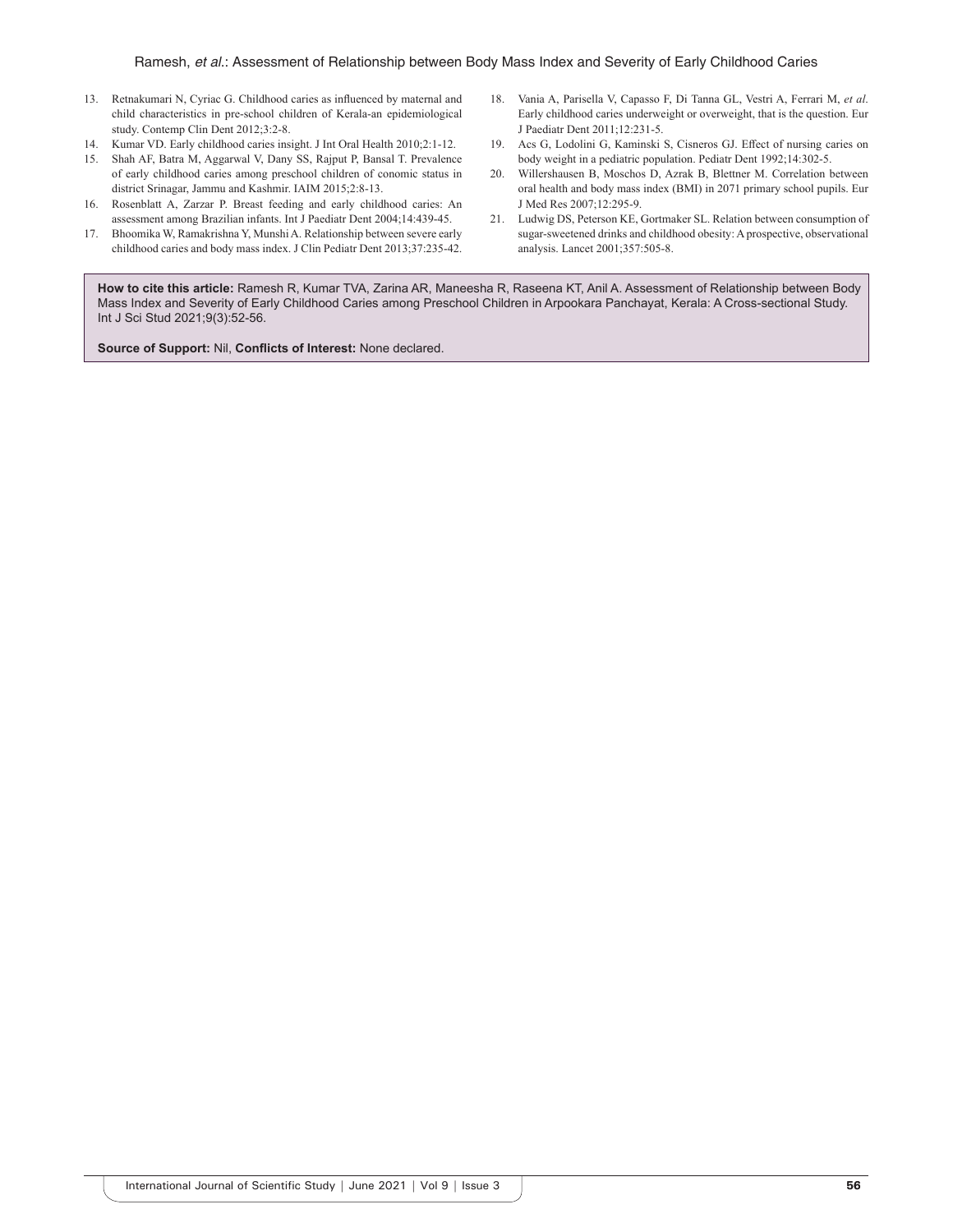13. Retnakumari N, Cyriac G. Childhood caries as influenced by maternal and child characteristics in pre-school children of Kerala-an epidemiological study. Contemp Clin Dent 2012;3:2-8.
14. Kumar VD. Early childhood caries insight. J Int Oral Health 2010;2:1-12.
15. Shah AF, Batra M, Aggarwal V, Dany SS, Rajput P, Bansal T. Prevalence of early childhood caries among preschool children of conomic status in district Srinagar, Jammu and Kashmir. IAIM 2015;2:8-13.
16. Rosenblatt A, Zarzar P. Breast feeding and early childhood caries: An assessment among Brazilian infants. Int J Paediatr Dent 2004;14:439-45.
17. Bhoomika W, Ramakrishna Y, Munshi A. Relationship between severe early childhood caries and body mass index. J Clin Pediatr Dent 2013;37:235-42.
18. Vania A, Parisella V, Capasso F, Di Tanna GL, Vestri A, Ferrari M, *et al*. Early childhood caries underweight or overweight, that is the question. Eur J Paediatr Dent 2011;12:231-5.
19. Acs G, Lodolini G, Kaminski S, Cisneros GJ. Effect of nursing caries on body weight in a pediatric population. Pediatr Dent 1992;14:302-5.
20. Willershausen B, Moschos D, Azrak B, Blettner M. Correlation between oral health and body mass index (BMI) in 2071 primary school pupils. Eur J Med Res 2007;12:295-9.
21. Ludwig DS, Peterson KE, Gortmaker SL. Relation between consumption of sugar-sweetened drinks and childhood obesity: A prospective, observational analysis. Lancet 2001;357:505-8.

**How to cite this article:** Ramesh R, Kumar TVA, Zarina AR, Maneesha R, Raseena KT, Anil A. Assessment of Relationship between Body Mass Index and Severity of Early Childhood Caries among Preschool Children in Arpookara Panchayat, Kerala: A Cross-sectional Study. Int J Sci Stud 2021;9(3):52-56.

**Source of Support:** Nil, **Conflicts of Interest:** None declared.